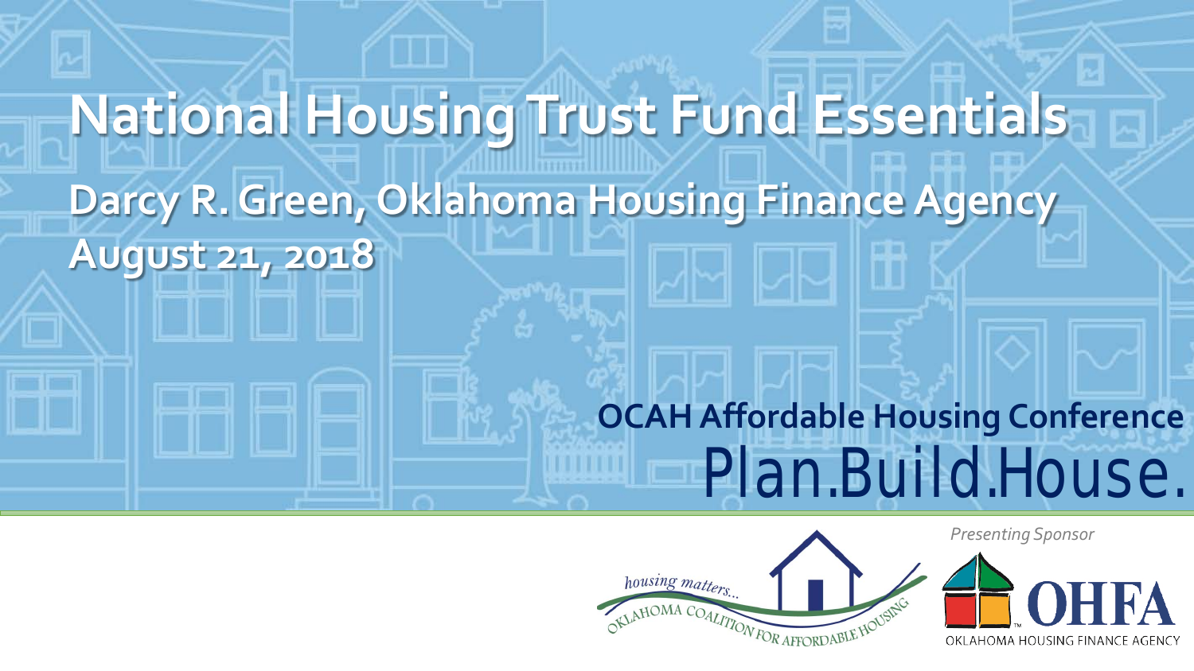# National Housing Trust Fund Essentials

**Darcy R. Green, Oklahoma Housing Finance Agency**
**August 21, 2018**

**OCAH Affordable Housing Conference**
Plan.Build.House.

*Presenting Sponsor*

housing matters...
OKLAHOMA COALITION FOR AFFORDABLE HOUSING

OHFA
OKLAHOMA HOUSING FINANCE AGENCY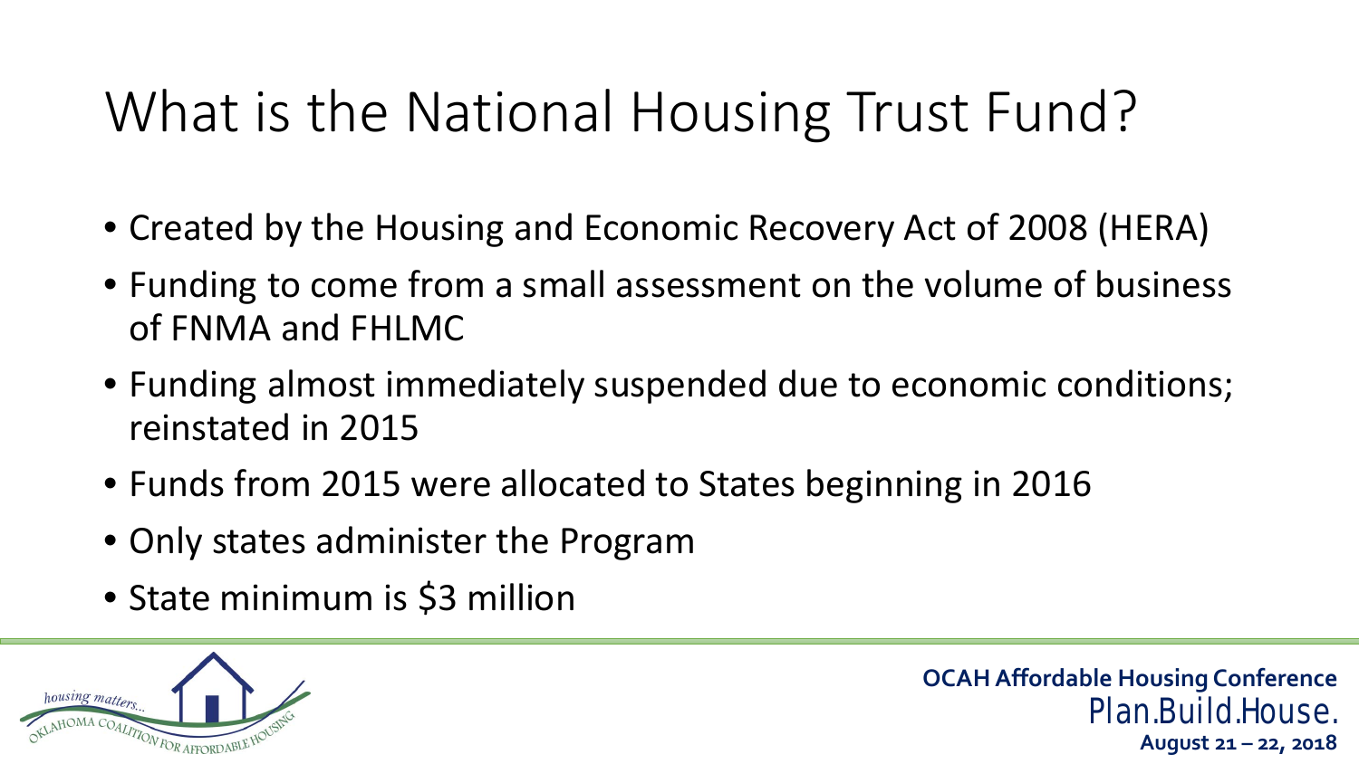# What is the National Housing Trust Fund?

- Created by the Housing and Economic Recovery Act of 2008 (HERA)
- Funding to come from a small assessment on the volume of business of FNMA and FHLMC
- Funding almost immediately suspended due to economic conditions; reinstated in 2015
- Funds from 2015 were allocated to States beginning in 2016
- Only states administer the Program
- State minimum is $3 million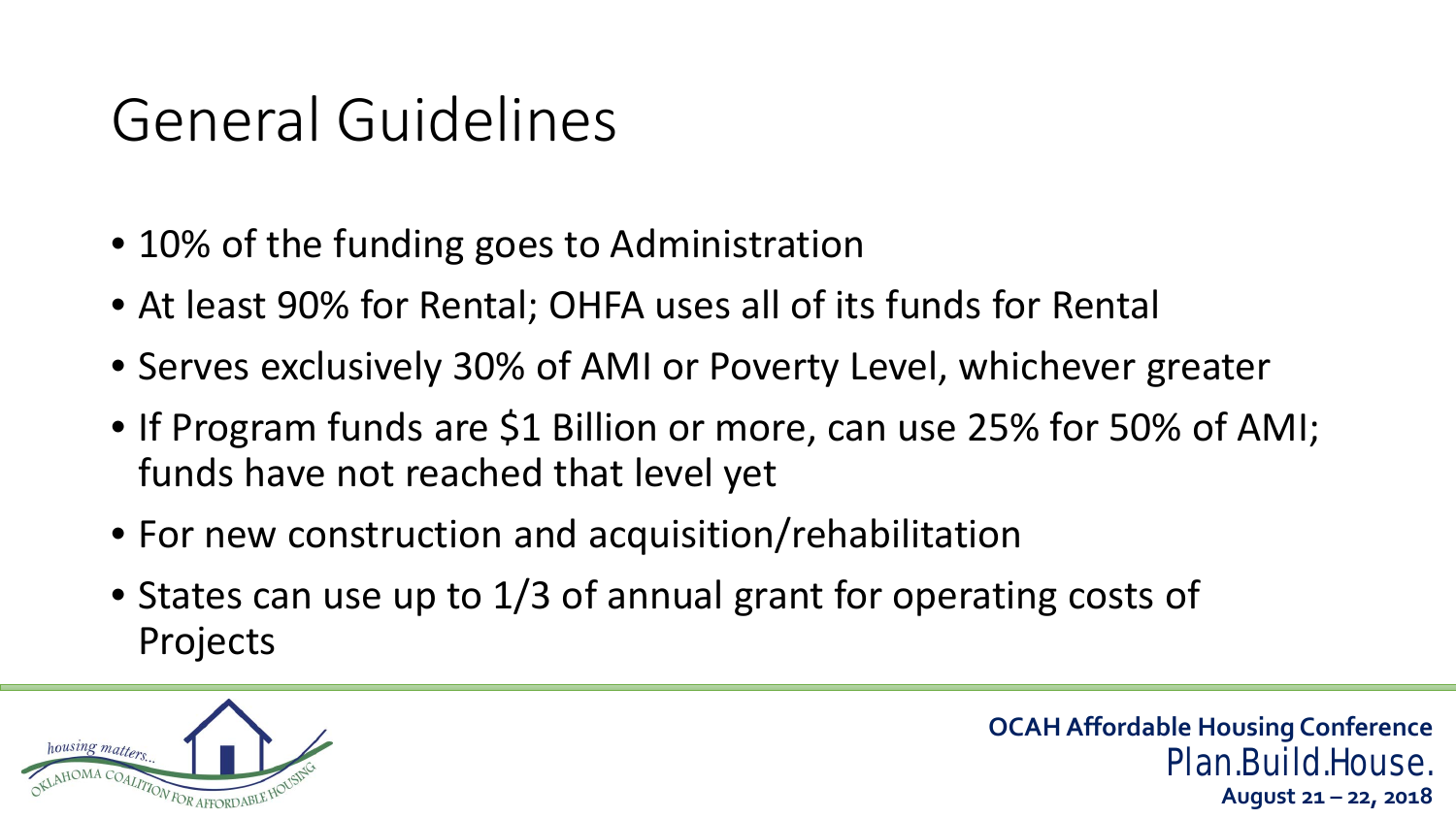# General Guidelines

- 10% of the funding goes to Administration
- At least 90% for Rental; OHFA uses all of its funds for Rental
- Serves exclusively 30% of AMI or Poverty Level, whichever greater
- If Program funds are $1 Billion or more, can use 25% for 50% of AMI; funds have not reached that level yet
- For new construction and acquisition/rehabilitation
- States can use up to 1/3 of annual grant for operating costs of Projects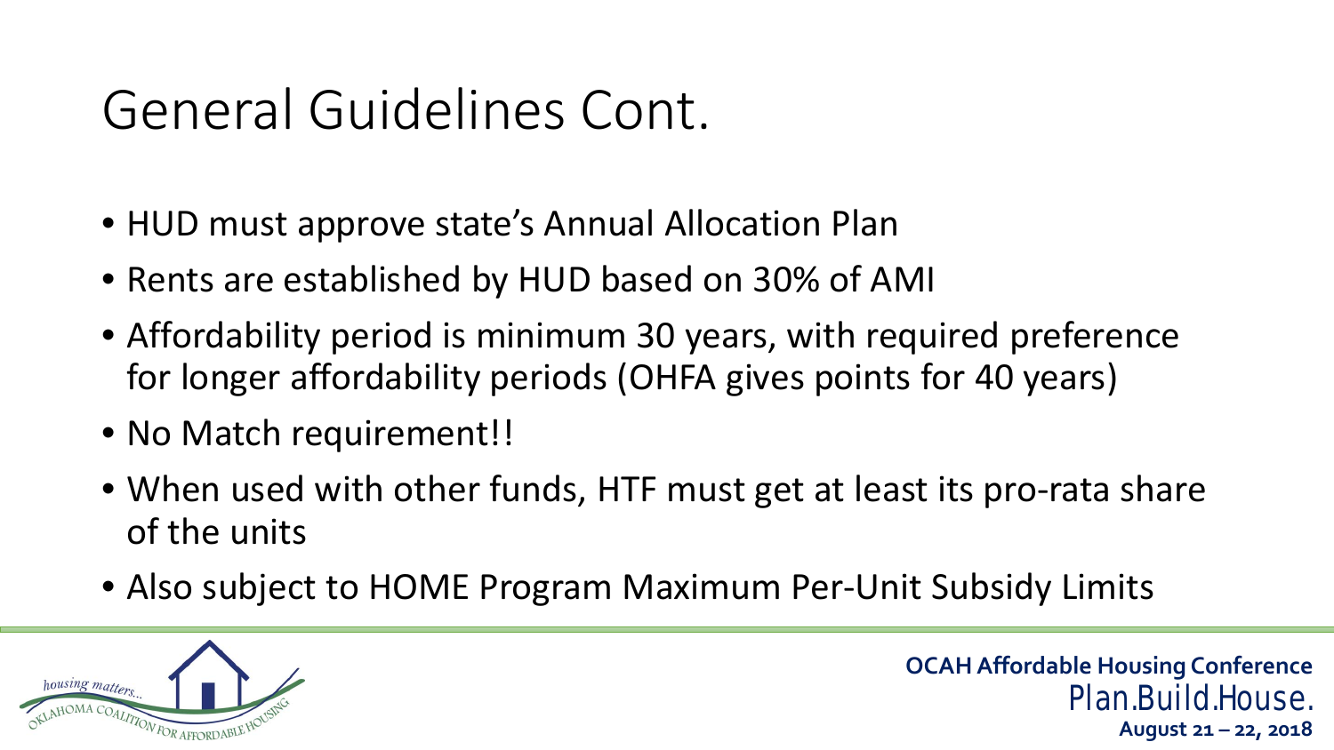# General Guidelines Cont.

- HUD must approve state's Annual Allocation Plan
- Rents are established by HUD based on 30% of AMI
- Affordability period is minimum 30 years, with required preference for longer affordability periods (OHFA gives points for 40 years)
- No Match requirement!!
- When used with other funds, HTF must get at least its pro-rata share of the units
- Also subject to HOME Program Maximum Per-Unit Subsidy Limits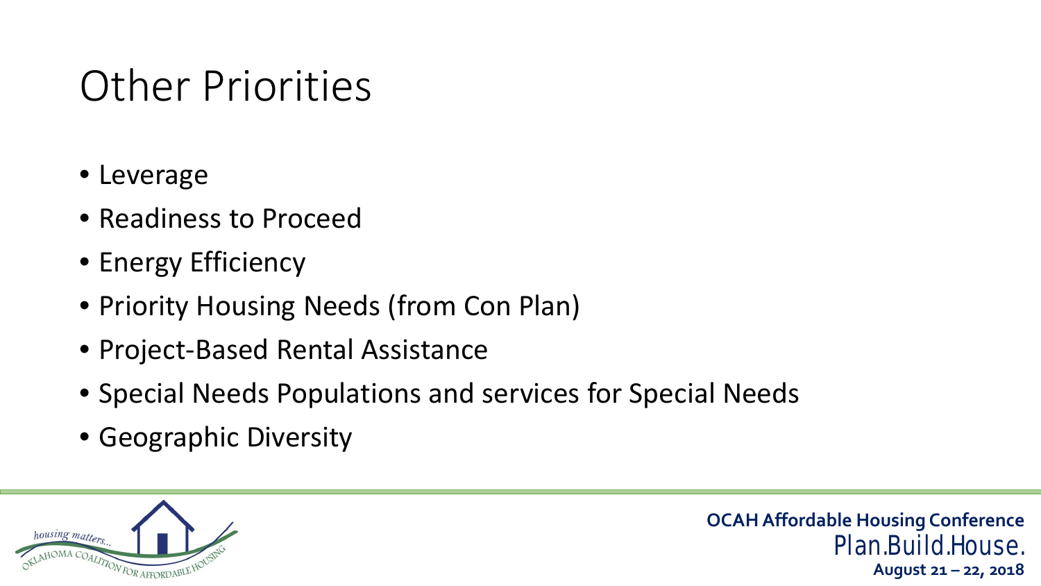# Other Priorities

- Leverage
- Readiness to Proceed
- Energy Efficiency
- Priority Housing Needs (from Con Plan)
- Project-Based Rental Assistance
- Special Needs Populations and services for Special Needs
- Geographic Diversity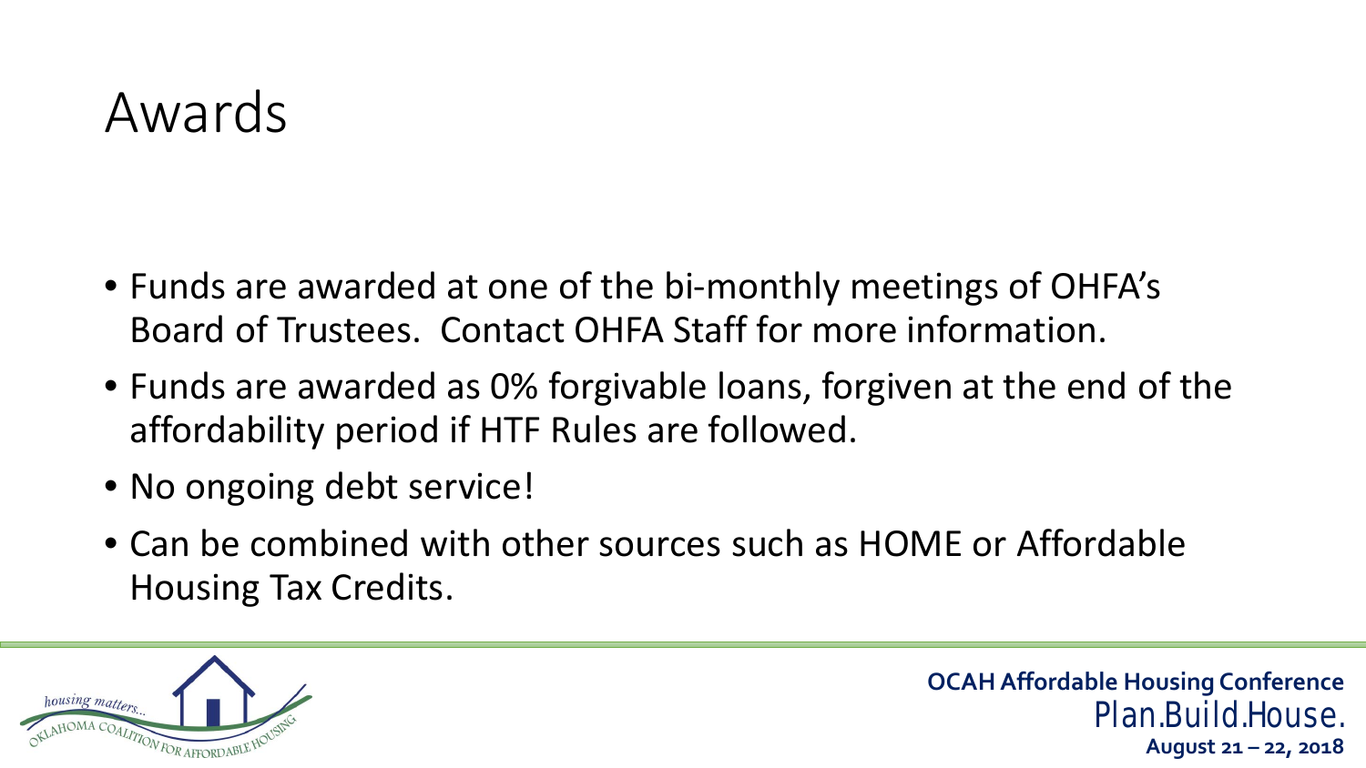# Awards

- Funds are awarded at one of the bi-monthly meetings of OHFA's Board of Trustees. Contact OHFA Staff for more information.
- Funds are awarded as 0% forgivable loans, forgiven at the end of the affordability period if HTF Rules are followed.
- No ongoing debt service!
- Can be combined with other sources such as HOME or Affordable Housing Tax Credits.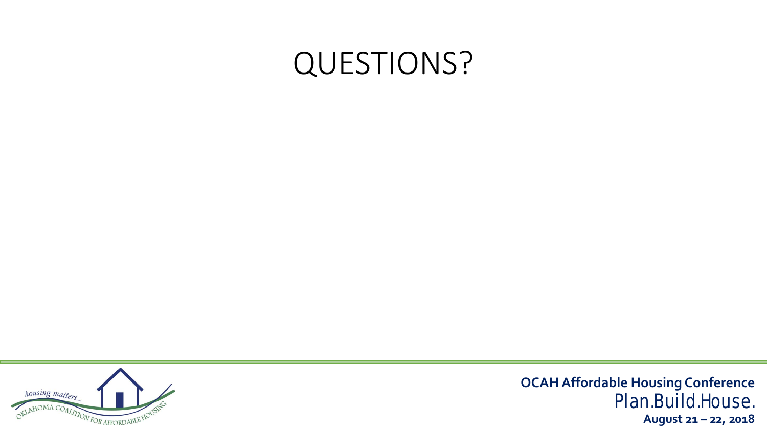# QUESTIONS?